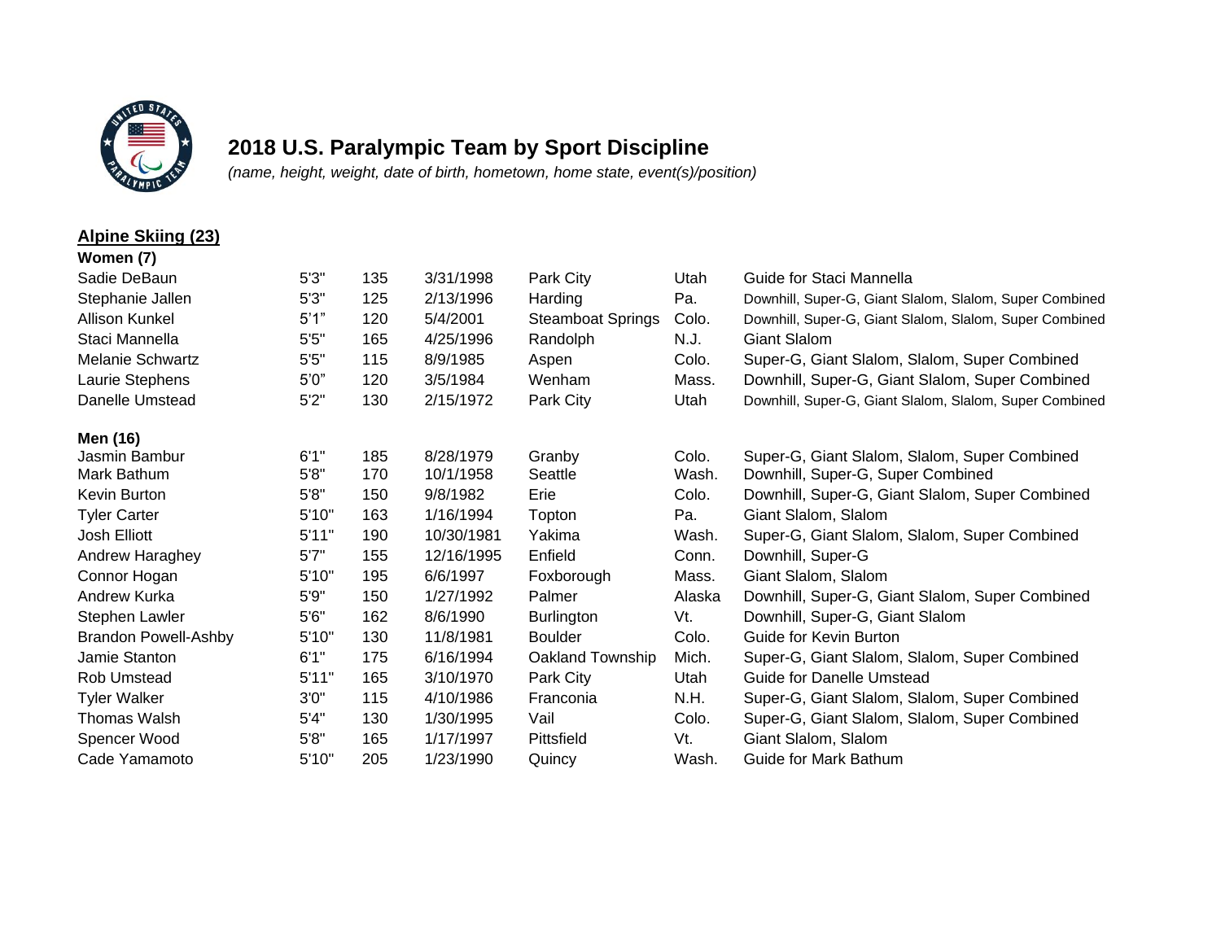# 2018 U.S. Paralympic Team by Sport Discipline

*(name, height, weight, date of birth, hometown, home state, event(s)/position)*

## Alpine Skiing (23)

### Women (7)

| | | | | | | |
|---|---|---|---|---|---|---|
| Sadie DeBaun | 5'3" | 135 | 3/31/1998 | Park City | Utah | Guide for Staci Mannella |
| Stephanie Jallen | 5'3" | 125 | 2/13/1996 | Harding | Pa. | Downhill, Super-G, Giant Slalom, Slalom, Super Combined |
| Allison Kunkel | 5'1" | 120 | 5/4/2001 | Steamboat Springs | Colo. | Downhill, Super-G, Giant Slalom, Slalom, Super Combined |
| Staci Mannella | 5'5" | 165 | 4/25/1996 | Randolph | N.J. | Giant Slalom |
| Melanie Schwartz | 5'5" | 115 | 8/9/1985 | Aspen | Colo. | Super-G, Giant Slalom, Slalom, Super Combined |
| Laurie Stephens | 5'0" | 120 | 3/5/1984 | Wenham | Mass. | Downhill, Super-G, Giant Slalom, Super Combined |
| Danelle Umstead | 5'2" | 130 | 2/15/1972 | Park City | Utah | Downhill, Super-G, Giant Slalom, Slalom, Super Combined |

### Men (16)

| | | | | | | |
|---|---|---|---|---|---|---|
| Jasmin Bambur | 6'1" | 185 | 8/28/1979 | Granby | Colo. | Super-G, Giant Slalom, Slalom, Super Combined |
| Mark Bathum | 5'8" | 170 | 10/1/1958 | Seattle | Wash. | Downhill, Super-G, Super Combined |
| Kevin Burton | 5'8" | 150 | 9/8/1982 | Erie | Colo. | Downhill, Super-G, Giant Slalom, Super Combined |
| Tyler Carter | 5'10" | 163 | 1/16/1994 | Topton | Pa. | Giant Slalom, Slalom |
| Josh Elliott | 5'11" | 190 | 10/30/1981 | Yakima | Wash. | Super-G, Giant Slalom, Slalom, Super Combined |
| Andrew Haraghey | 5'7" | 155 | 12/16/1995 | Enfield | Conn. | Downhill, Super-G |
| Connor Hogan | 5'10" | 195 | 6/6/1997 | Foxborough | Mass. | Giant Slalom, Slalom |
| Andrew Kurka | 5'9" | 150 | 1/27/1992 | Palmer | Alaska | Downhill, Super-G, Giant Slalom, Super Combined |
| Stephen Lawler | 5'6" | 162 | 8/6/1990 | Burlington | Vt. | Downhill, Super-G, Giant Slalom |
| Brandon Powell-Ashby | 5'10" | 130 | 11/8/1981 | Boulder | Colo. | Guide for Kevin Burton |
| Jamie Stanton | 6'1" | 175 | 6/16/1994 | Oakland Township | Mich. | Super-G, Giant Slalom, Slalom, Super Combined |
| Rob Umstead | 5'11" | 165 | 3/10/1970 | Park City | Utah | Guide for Danelle Umstead |
| Tyler Walker | 3'0" | 115 | 4/10/1986 | Franconia | N.H. | Super-G, Giant Slalom, Slalom, Super Combined |
| Thomas Walsh | 5'4" | 130 | 1/30/1995 | Vail | Colo. | Super-G, Giant Slalom, Slalom, Super Combined |
| Spencer Wood | 5'8" | 165 | 1/17/1997 | Pittsfield | Vt. | Giant Slalom, Slalom |
| Cade Yamamoto | 5'10" | 205 | 1/23/1990 | Quincy | Wash. | Guide for Mark Bathum |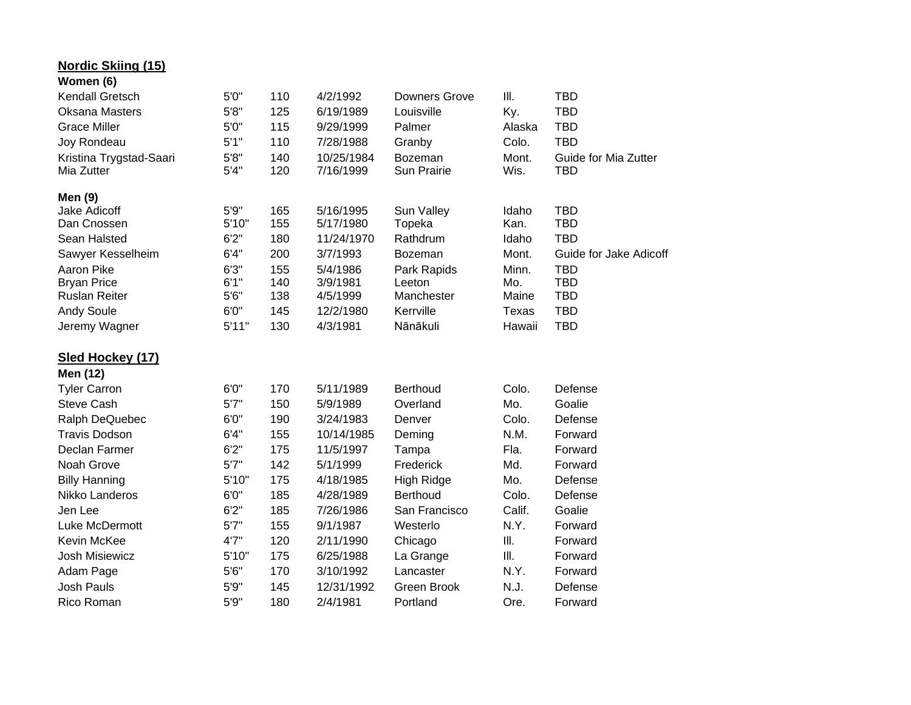## Nordic Skiing (15)

### Women (6)

| Name | Height | Weight | Birthdate | Hometown | State | Note |
|---|---|---|---|---|---|---|
| Kendall Gretsch | 5'0" | 110 | 4/2/1992 | Downers Grove | Ill. | TBD |
| Oksana Masters | 5'8" | 125 | 6/19/1989 | Louisville | Ky. | TBD |
| Grace Miller | 5'0" | 115 | 9/29/1999 | Palmer | Alaska | TBD |
| Joy Rondeau | 5'1" | 110 | 7/28/1988 | Granby | Colo. | TBD |
| Kristina Trygstad-Saari | 5'8" | 140 | 10/25/1984 | Bozeman | Mont. | Guide for Mia Zutter |
| Mia Zutter | 5'4" | 120 | 7/16/1999 | Sun Prairie | Wis. | TBD |

### Men (9)

| Name | Height | Weight | Birthdate | Hometown | State | Note |
|---|---|---|---|---|---|---|
| Jake Adicoff | 5'9" | 165 | 5/16/1995 | Sun Valley | Idaho | TBD |
| Dan Cnossen | 5'10" | 155 | 5/17/1980 | Topeka | Kan. | TBD |
| Sean Halsted | 6'2" | 180 | 11/24/1970 | Rathdrum | Idaho | TBD |
| Sawyer Kesselheim | 6'4" | 200 | 3/7/1993 | Bozeman | Mont. | Guide for Jake Adicoff |
| Aaron Pike | 6'3" | 155 | 5/4/1986 | Park Rapids | Minn. | TBD |
| Bryan Price | 6'1" | 140 | 3/9/1981 | Leeton | Mo. | TBD |
| Ruslan Reiter | 5'6" | 138 | 4/5/1999 | Manchester | Maine | TBD |
| Andy Soule | 6'0" | 145 | 12/2/1980 | Kerrville | Texas | TBD |
| Jeremy Wagner | 5'11" | 130 | 4/3/1981 | Nānākuli | Hawaii | TBD |

## Sled Hockey (17)

### Men (12)

| Name | Height | Weight | Birthdate | Hometown | State | Position |
|---|---|---|---|---|---|---|
| Tyler Carron | 6'0" | 170 | 5/11/1989 | Berthoud | Colo. | Defense |
| Steve Cash | 5'7" | 150 | 5/9/1989 | Overland | Mo. | Goalie |
| Ralph DeQuebec | 6'0" | 190 | 3/24/1983 | Denver | Colo. | Defense |
| Travis Dodson | 6'4" | 155 | 10/14/1985 | Deming | N.M. | Forward |
| Declan Farmer | 6'2" | 175 | 11/5/1997 | Tampa | Fla. | Forward |
| Noah Grove | 5'7" | 142 | 5/1/1999 | Frederick | Md. | Forward |
| Billy Hanning | 5'10" | 175 | 4/18/1985 | High Ridge | Mo. | Defense |
| Nikko Landeros | 6'0" | 185 | 4/28/1989 | Berthoud | Colo. | Defense |
| Jen Lee | 6'2" | 185 | 7/26/1986 | San Francisco | Calif. | Goalie |
| Luke McDermott | 5'7" | 155 | 9/1/1987 | Westerlo | N.Y. | Forward |
| Kevin McKee | 4'7" | 120 | 2/11/1990 | Chicago | Ill. | Forward |
| Josh Misiewicz | 5'10" | 175 | 6/25/1988 | La Grange | Ill. | Forward |
| Adam Page | 5'6" | 170 | 3/10/1992 | Lancaster | N.Y. | Forward |
| Josh Pauls | 5'9" | 145 | 12/31/1992 | Green Brook | N.J. | Defense |
| Rico Roman | 5'9" | 180 | 2/4/1981 | Portland | Ore. | Forward |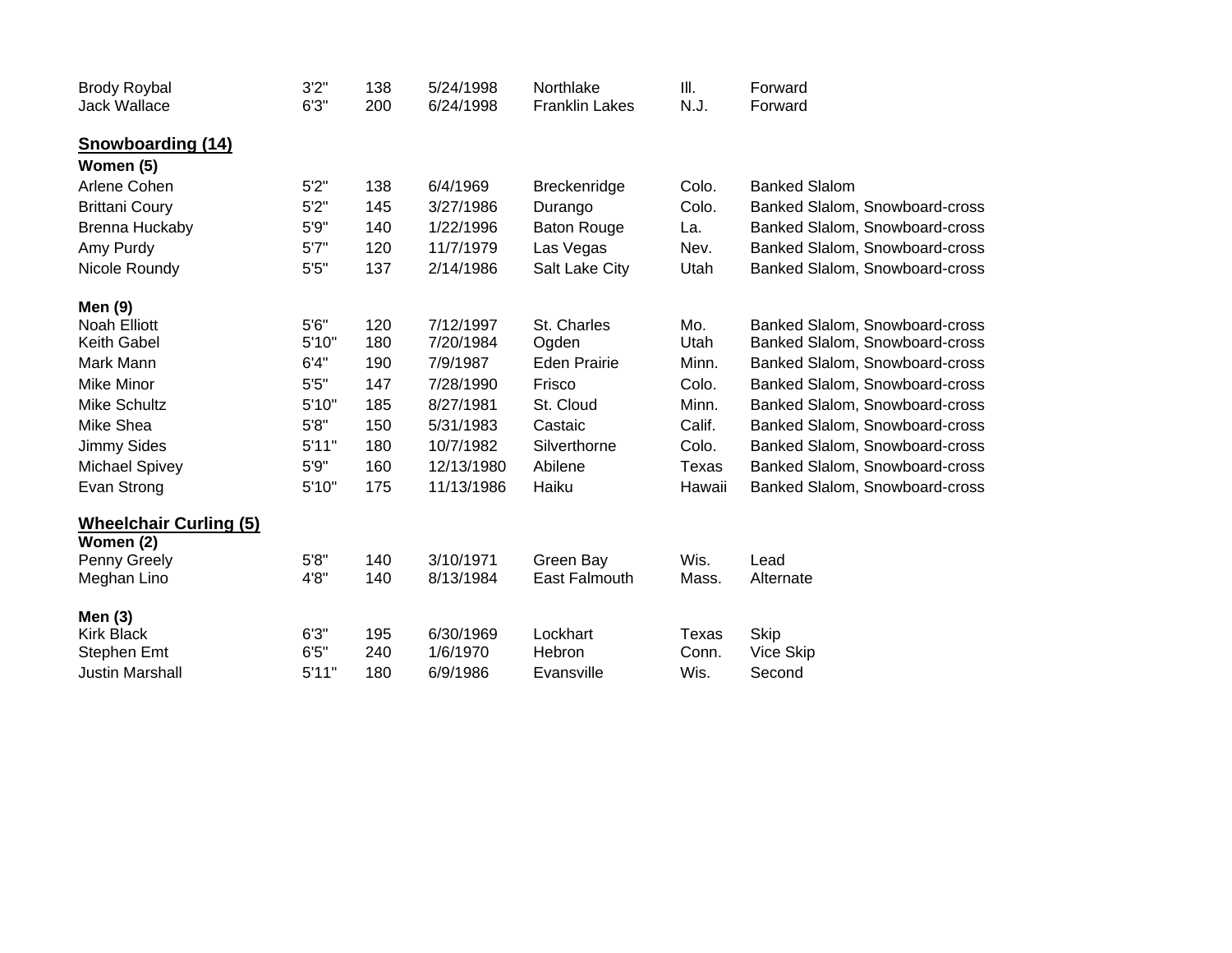| | | | | | | |
|---|---|---|---|---|---|---|
| Brody Roybal | 3'2" | 138 | 5/24/1998 | Northlake | Ill. | Forward |
| Jack Wallace | 6'3" | 200 | 6/24/1998 | Franklin Lakes | N.J. | Forward |

## Snowboarding (14)

**Women (5)**

| | | | | | | |
|---|---|---|---|---|---|---|
| Arlene Cohen | 5'2" | 138 | 6/4/1969 | Breckenridge | Colo. | Banked Slalom |
| Brittani Coury | 5'2" | 145 | 3/27/1986 | Durango | Colo. | Banked Slalom, Snowboard-cross |
| Brenna Huckaby | 5'9" | 140 | 1/22/1996 | Baton Rouge | La. | Banked Slalom, Snowboard-cross |
| Amy Purdy | 5'7" | 120 | 11/7/1979 | Las Vegas | Nev. | Banked Slalom, Snowboard-cross |
| Nicole Roundy | 5'5" | 137 | 2/14/1986 | Salt Lake City | Utah | Banked Slalom, Snowboard-cross |

**Men (9)**

| | | | | | | |
|---|---|---|---|---|---|---|
| Noah Elliott | 5'6" | 120 | 7/12/1997 | St. Charles | Mo. | Banked Slalom, Snowboard-cross |
| Keith Gabel | 5'10" | 180 | 7/20/1984 | Ogden | Utah | Banked Slalom, Snowboard-cross |
| Mark Mann | 6'4" | 190 | 7/9/1987 | Eden Prairie | Minn. | Banked Slalom, Snowboard-cross |
| Mike Minor | 5'5" | 147 | 7/28/1990 | Frisco | Colo. | Banked Slalom, Snowboard-cross |
| Mike Schultz | 5'10" | 185 | 8/27/1981 | St. Cloud | Minn. | Banked Slalom, Snowboard-cross |
| Mike Shea | 5'8" | 150 | 5/31/1983 | Castaic | Calif. | Banked Slalom, Snowboard-cross |
| Jimmy Sides | 5'11" | 180 | 10/7/1982 | Silverthorne | Colo. | Banked Slalom, Snowboard-cross |
| Michael Spivey | 5'9" | 160 | 12/13/1980 | Abilene | Texas | Banked Slalom, Snowboard-cross |
| Evan Strong | 5'10" | 175 | 11/13/1986 | Haiku | Hawaii | Banked Slalom, Snowboard-cross |

## Wheelchair Curling (5)

**Women (2)**

| | | | | | | |
|---|---|---|---|---|---|---|
| Penny Greely | 5'8" | 140 | 3/10/1971 | Green Bay | Wis. | Lead |
| Meghan Lino | 4'8" | 140 | 8/13/1984 | East Falmouth | Mass. | Alternate |

**Men (3)**

| | | | | | | |
|---|---|---|---|---|---|---|
| Kirk Black | 6'3" | 195 | 6/30/1969 | Lockhart | Texas | Skip |
| Stephen Emt | 6'5" | 240 | 1/6/1970 | Hebron | Conn. | Vice Skip |
| Justin Marshall | 5'11" | 180 | 6/9/1986 | Evansville | Wis. | Second |